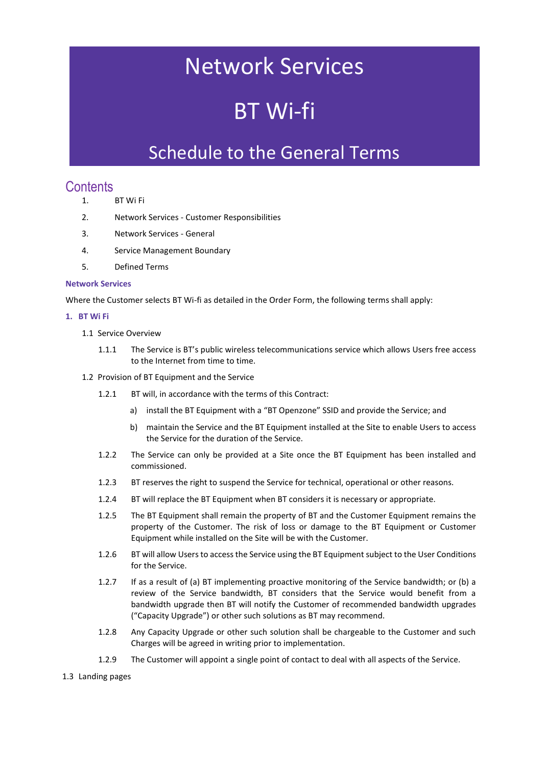# Network Services

# BT Wi-fi

## Schedule to the General Terms

## Contents

1. BT Wi Fi
2. Network Services - Customer Responsibilities
3. Network Services - General
4. Service Management Boundary
5. Defined Terms

**Network Services**

Where the Customer selects BT Wi-fi as detailed in the Order Form, the following terms shall apply:

### 1. BT Wi Fi

1.1 Service Overview

1.1.1 The Service is BT's public wireless telecommunications service which allows Users free access to the Internet from time to time.

1.2 Provision of BT Equipment and the Service

1.2.1 BT will, in accordance with the terms of this Contract:

a) install the BT Equipment with a "BT Openzone" SSID and provide the Service; and

b) maintain the Service and the BT Equipment installed at the Site to enable Users to access the Service for the duration of the Service.

1.2.2 The Service can only be provided at a Site once the BT Equipment has been installed and commissioned.

1.2.3 BT reserves the right to suspend the Service for technical, operational or other reasons.

1.2.4 BT will replace the BT Equipment when BT considers it is necessary or appropriate.

1.2.5 The BT Equipment shall remain the property of BT and the Customer Equipment remains the property of the Customer. The risk of loss or damage to the BT Equipment or Customer Equipment while installed on the Site will be with the Customer.

1.2.6 BT will allow Users to access the Service using the BT Equipment subject to the User Conditions for the Service.

1.2.7 If as a result of (a) BT implementing proactive monitoring of the Service bandwidth; or (b) a review of the Service bandwidth, BT considers that the Service would benefit from a bandwidth upgrade then BT will notify the Customer of recommended bandwidth upgrades ("Capacity Upgrade") or other such solutions as BT may recommend.

1.2.8 Any Capacity Upgrade or other such solution shall be chargeable to the Customer and such Charges will be agreed in writing prior to implementation.

1.2.9 The Customer will appoint a single point of contact to deal with all aspects of the Service.

1.3 Landing pages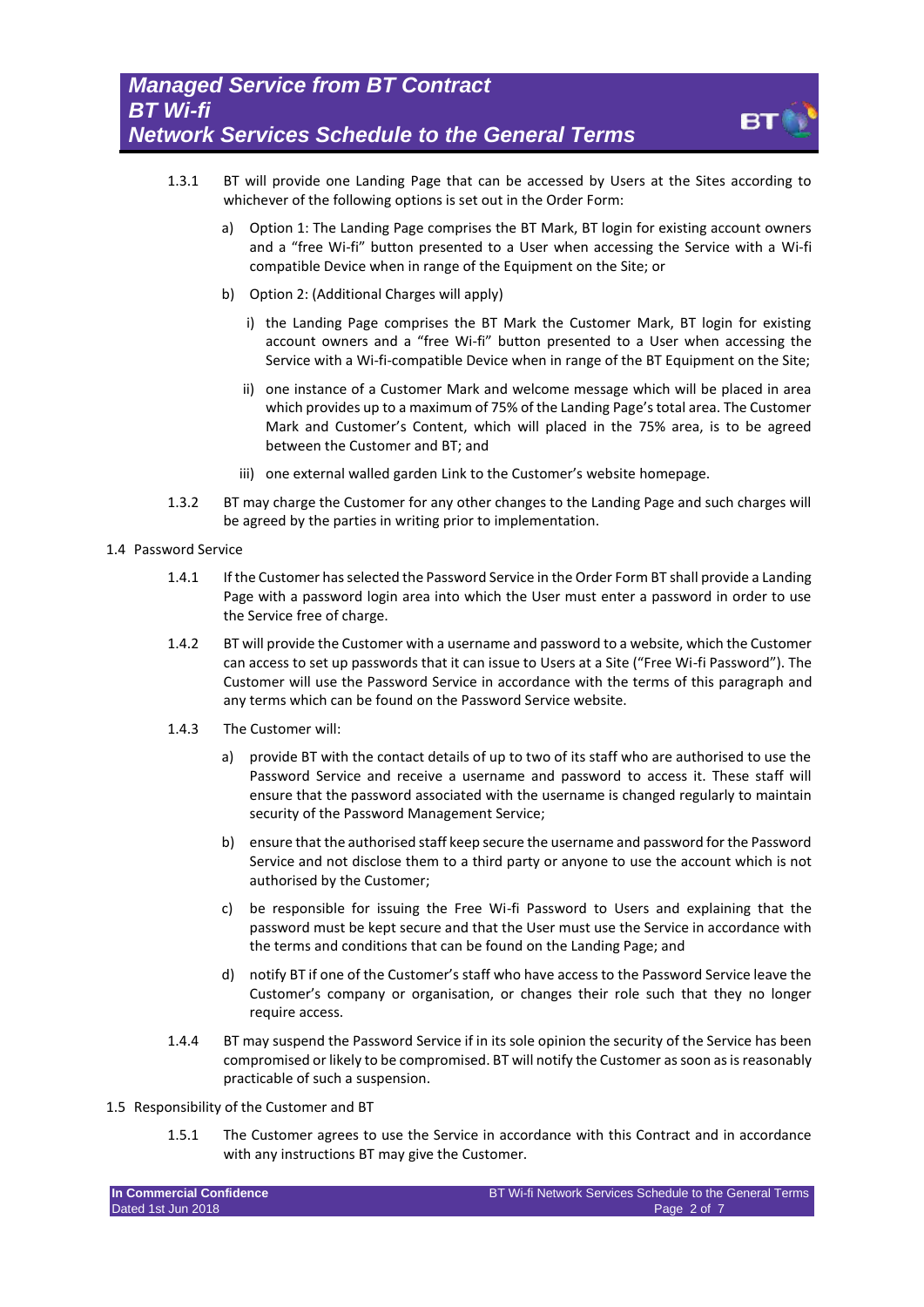1.3.1 BT will provide one Landing Page that can be accessed by Users at the Sites according to whichever of the following options is set out in the Order Form:

a) Option 1: The Landing Page comprises the BT Mark, BT login for existing account owners and a "free Wi-fi" button presented to a User when accessing the Service with a Wi-fi compatible Device when in range of the Equipment on the Site; or

b) Option 2: (Additional Charges will apply)

i) the Landing Page comprises the BT Mark the Customer Mark, BT login for existing account owners and a "free Wi-fi" button presented to a User when accessing the Service with a Wi-fi-compatible Device when in range of the BT Equipment on the Site;

ii) one instance of a Customer Mark and welcome message which will be placed in area which provides up to a maximum of 75% of the Landing Page's total area. The Customer Mark and Customer's Content, which will placed in the 75% area, is to be agreed between the Customer and BT; and

iii) one external walled garden Link to the Customer's website homepage.

1.3.2 BT may charge the Customer for any other changes to the Landing Page and such charges will be agreed by the parties in writing prior to implementation.

1.4 Password Service

1.4.1 If the Customer has selected the Password Service in the Order Form BT shall provide a Landing Page with a password login area into which the User must enter a password in order to use the Service free of charge.

1.4.2 BT will provide the Customer with a username and password to a website, which the Customer can access to set up passwords that it can issue to Users at a Site ("Free Wi-fi Password"). The Customer will use the Password Service in accordance with the terms of this paragraph and any terms which can be found on the Password Service website.

1.4.3 The Customer will:

a) provide BT with the contact details of up to two of its staff who are authorised to use the Password Service and receive a username and password to access it. These staff will ensure that the password associated with the username is changed regularly to maintain security of the Password Management Service;

b) ensure that the authorised staff keep secure the username and password for the Password Service and not disclose them to a third party or anyone to use the account which is not authorised by the Customer;

c) be responsible for issuing the Free Wi-fi Password to Users and explaining that the password must be kept secure and that the User must use the Service in accordance with the terms and conditions that can be found on the Landing Page; and

d) notify BT if one of the Customer's staff who have access to the Password Service leave the Customer's company or organisation, or changes their role such that they no longer require access.

1.4.4 BT may suspend the Password Service if in its sole opinion the security of the Service has been compromised or likely to be compromised. BT will notify the Customer as soon as is reasonably practicable of such a suspension.

1.5 Responsibility of the Customer and BT

1.5.1 The Customer agrees to use the Service in accordance with this Contract and in accordance with any instructions BT may give the Customer.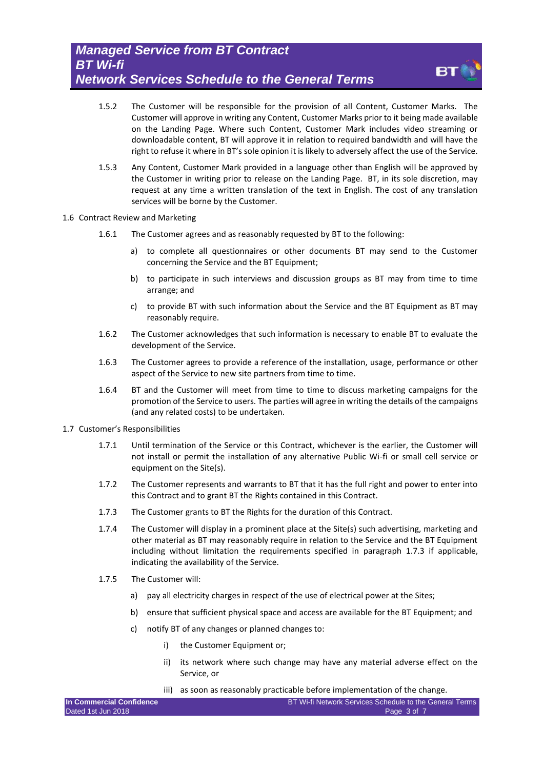1.5.2 The Customer will be responsible for the provision of all Content, Customer Marks. The Customer will approve in writing any Content, Customer Marks prior to it being made available on the Landing Page. Where such Content, Customer Mark includes video streaming or downloadable content, BT will approve it in relation to required bandwidth and will have the right to refuse it where in BT's sole opinion it is likely to adversely affect the use of the Service.

1.5.3 Any Content, Customer Mark provided in a language other than English will be approved by the Customer in writing prior to release on the Landing Page. BT, in its sole discretion, may request at any time a written translation of the text in English. The cost of any translation services will be borne by the Customer.

1.6 Contract Review and Marketing

1.6.1 The Customer agrees and as reasonably requested by BT to the following:

a) to complete all questionnaires or other documents BT may send to the Customer concerning the Service and the BT Equipment;

b) to participate in such interviews and discussion groups as BT may from time to time arrange; and

c) to provide BT with such information about the Service and the BT Equipment as BT may reasonably require.

1.6.2 The Customer acknowledges that such information is necessary to enable BT to evaluate the development of the Service.

1.6.3 The Customer agrees to provide a reference of the installation, usage, performance or other aspect of the Service to new site partners from time to time.

1.6.4 BT and the Customer will meet from time to time to discuss marketing campaigns for the promotion of the Service to users. The parties will agree in writing the details of the campaigns (and any related costs) to be undertaken.

1.7 Customer's Responsibilities

1.7.1 Until termination of the Service or this Contract, whichever is the earlier, the Customer will not install or permit the installation of any alternative Public Wi-fi or small cell service or equipment on the Site(s).

1.7.2 The Customer represents and warrants to BT that it has the full right and power to enter into this Contract and to grant BT the Rights contained in this Contract.

1.7.3 The Customer grants to BT the Rights for the duration of this Contract.

1.7.4 The Customer will display in a prominent place at the Site(s) such advertising, marketing and other material as BT may reasonably require in relation to the Service and the BT Equipment including without limitation the requirements specified in paragraph 1.7.3 if applicable, indicating the availability of the Service.

1.7.5 The Customer will:

a) pay all electricity charges in respect of the use of electrical power at the Sites;

b) ensure that sufficient physical space and access are available for the BT Equipment; and

c) notify BT of any changes or planned changes to:

i) the Customer Equipment or;

ii) its network where such change may have any material adverse effect on the Service, or

iii) as soon as reasonably practicable before implementation of the change.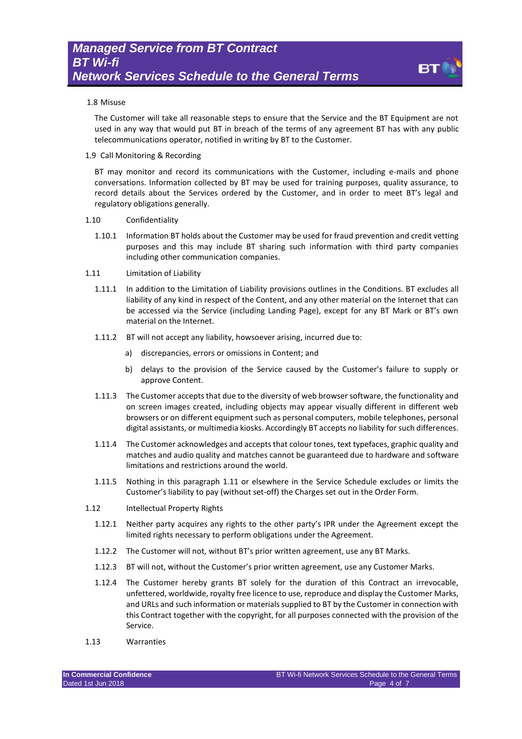1.8 Misuse

The Customer will take all reasonable steps to ensure that the Service and the BT Equipment are not used in any way that would put BT in breach of the terms of any agreement BT has with any public telecommunications operator, notified in writing by BT to the Customer.

1.9 Call Monitoring & Recording

BT may monitor and record its communications with the Customer, including e-mails and phone conversations. Information collected by BT may be used for training purposes, quality assurance, to record details about the Services ordered by the Customer, and in order to meet BT's legal and regulatory obligations generally.

1.10 Confidentiality

1.10.1 Information BT holds about the Customer may be used for fraud prevention and credit vetting purposes and this may include BT sharing such information with third party companies including other communication companies.

1.11 Limitation of Liability

1.11.1 In addition to the Limitation of Liability provisions outlines in the Conditions. BT excludes all liability of any kind in respect of the Content, and any other material on the Internet that can be accessed via the Service (including Landing Page), except for any BT Mark or BT's own material on the Internet.

1.11.2 BT will not accept any liability, howsoever arising, incurred due to:

a) discrepancies, errors or omissions in Content; and

b) delays to the provision of the Service caused by the Customer's failure to supply or approve Content.

1.11.3 The Customer accepts that due to the diversity of web browser software, the functionality and on screen images created, including objects may appear visually different in different web browsers or on different equipment such as personal computers, mobile telephones, personal digital assistants, or multimedia kiosks. Accordingly BT accepts no liability for such differences.

1.11.4 The Customer acknowledges and accepts that colour tones, text typefaces, graphic quality and matches and audio quality and matches cannot be guaranteed due to hardware and software limitations and restrictions around the world.

1.11.5 Nothing in this paragraph 1.11 or elsewhere in the Service Schedule excludes or limits the Customer's liability to pay (without set-off) the Charges set out in the Order Form.

1.12 Intellectual Property Rights

1.12.1 Neither party acquires any rights to the other party's IPR under the Agreement except the limited rights necessary to perform obligations under the Agreement.

1.12.2 The Customer will not, without BT's prior written agreement, use any BT Marks.

1.12.3 BT will not, without the Customer's prior written agreement, use any Customer Marks.

1.12.4 The Customer hereby grants BT solely for the duration of this Contract an irrevocable, unfettered, worldwide, royalty free licence to use, reproduce and display the Customer Marks, and URLs and such information or materials supplied to BT by the Customer in connection with this Contract together with the copyright, for all purposes connected with the provision of the Service.

1.13 Warranties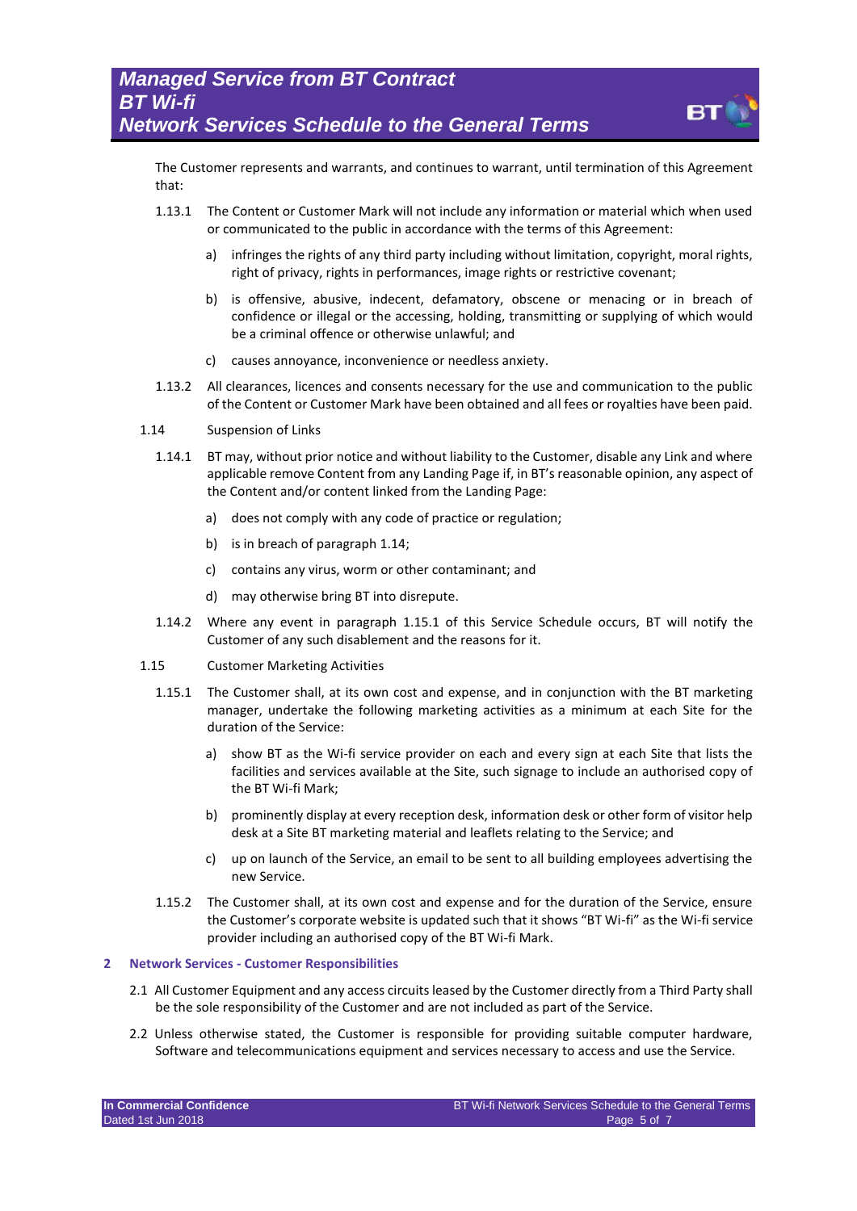The Customer represents and warrants, and continues to warrant, until termination of this Agreement that:

1.13.1 The Content or Customer Mark will not include any information or material which when used or communicated to the public in accordance with the terms of this Agreement:

a) infringes the rights of any third party including without limitation, copyright, moral rights, right of privacy, rights in performances, image rights or restrictive covenant;

b) is offensive, abusive, indecent, defamatory, obscene or menacing or in breach of confidence or illegal or the accessing, holding, transmitting or supplying of which would be a criminal offence or otherwise unlawful; and

c) causes annoyance, inconvenience or needless anxiety.

1.13.2 All clearances, licences and consents necessary for the use and communication to the public of the Content or Customer Mark have been obtained and all fees or royalties have been paid.

1.14 Suspension of Links

1.14.1 BT may, without prior notice and without liability to the Customer, disable any Link and where applicable remove Content from any Landing Page if, in BT's reasonable opinion, any aspect of the Content and/or content linked from the Landing Page:

a) does not comply with any code of practice or regulation;

b) is in breach of paragraph 1.14;

c) contains any virus, worm or other contaminant; and

d) may otherwise bring BT into disrepute.

1.14.2 Where any event in paragraph 1.15.1 of this Service Schedule occurs, BT will notify the Customer of any such disablement and the reasons for it.

1.15 Customer Marketing Activities

1.15.1 The Customer shall, at its own cost and expense, and in conjunction with the BT marketing manager, undertake the following marketing activities as a minimum at each Site for the duration of the Service:

a) show BT as the Wi-fi service provider on each and every sign at each Site that lists the facilities and services available at the Site, such signage to include an authorised copy of the BT Wi-fi Mark;

b) prominently display at every reception desk, information desk or other form of visitor help desk at a Site BT marketing material and leaflets relating to the Service; and

c) up on launch of the Service, an email to be sent to all building employees advertising the new Service.

1.15.2 The Customer shall, at its own cost and expense and for the duration of the Service, ensure the Customer's corporate website is updated such that it shows "BT Wi-fi" as the Wi-fi service provider including an authorised copy of the BT Wi-fi Mark.

## 2 Network Services - Customer Responsibilities

2.1 All Customer Equipment and any access circuits leased by the Customer directly from a Third Party shall be the sole responsibility of the Customer and are not included as part of the Service.

2.2 Unless otherwise stated, the Customer is responsible for providing suitable computer hardware, Software and telecommunications equipment and services necessary to access and use the Service.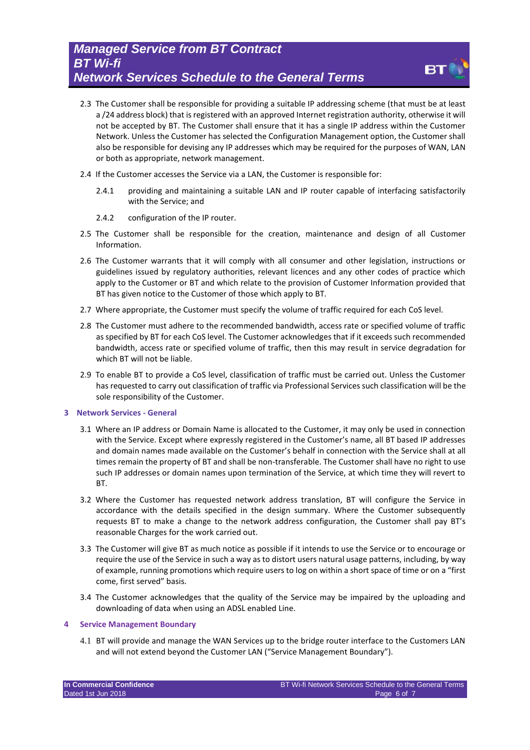2.3 The Customer shall be responsible for providing a suitable IP addressing scheme (that must be at least a /24 address block) that is registered with an approved Internet registration authority, otherwise it will not be accepted by BT. The Customer shall ensure that it has a single IP address within the Customer Network. Unless the Customer has selected the Configuration Management option, the Customer shall also be responsible for devising any IP addresses which may be required for the purposes of WAN, LAN or both as appropriate, network management.

2.4 If the Customer accesses the Service via a LAN, the Customer is responsible for:

2.4.1 providing and maintaining a suitable LAN and IP router capable of interfacing satisfactorily with the Service; and

2.4.2 configuration of the IP router.

2.5 The Customer shall be responsible for the creation, maintenance and design of all Customer Information.

2.6 The Customer warrants that it will comply with all consumer and other legislation, instructions or guidelines issued by regulatory authorities, relevant licences and any other codes of practice which apply to the Customer or BT and which relate to the provision of Customer Information provided that BT has given notice to the Customer of those which apply to BT.

2.7 Where appropriate, the Customer must specify the volume of traffic required for each CoS level.

2.8 The Customer must adhere to the recommended bandwidth, access rate or specified volume of traffic as specified by BT for each CoS level. The Customer acknowledges that if it exceeds such recommended bandwidth, access rate or specified volume of traffic, then this may result in service degradation for which BT will not be liable.

2.9 To enable BT to provide a CoS level, classification of traffic must be carried out. Unless the Customer has requested to carry out classification of traffic via Professional Services such classification will be the sole responsibility of the Customer.

## 3 Network Services - General

3.1 Where an IP address or Domain Name is allocated to the Customer, it may only be used in connection with the Service. Except where expressly registered in the Customer's name, all BT based IP addresses and domain names made available on the Customer's behalf in connection with the Service shall at all times remain the property of BT and shall be non-transferable. The Customer shall have no right to use such IP addresses or domain names upon termination of the Service, at which time they will revert to BT.

3.2 Where the Customer has requested network address translation, BT will configure the Service in accordance with the details specified in the design summary. Where the Customer subsequently requests BT to make a change to the network address configuration, the Customer shall pay BT's reasonable Charges for the work carried out.

3.3 The Customer will give BT as much notice as possible if it intends to use the Service or to encourage or require the use of the Service in such a way as to distort users natural usage patterns, including, by way of example, running promotions which require users to log on within a short space of time or on a "first come, first served" basis.

3.4 The Customer acknowledges that the quality of the Service may be impaired by the uploading and downloading of data when using an ADSL enabled Line.

## 4 Service Management Boundary

4.1 BT will provide and manage the WAN Services up to the bridge router interface to the Customers LAN and will not extend beyond the Customer LAN ("Service Management Boundary").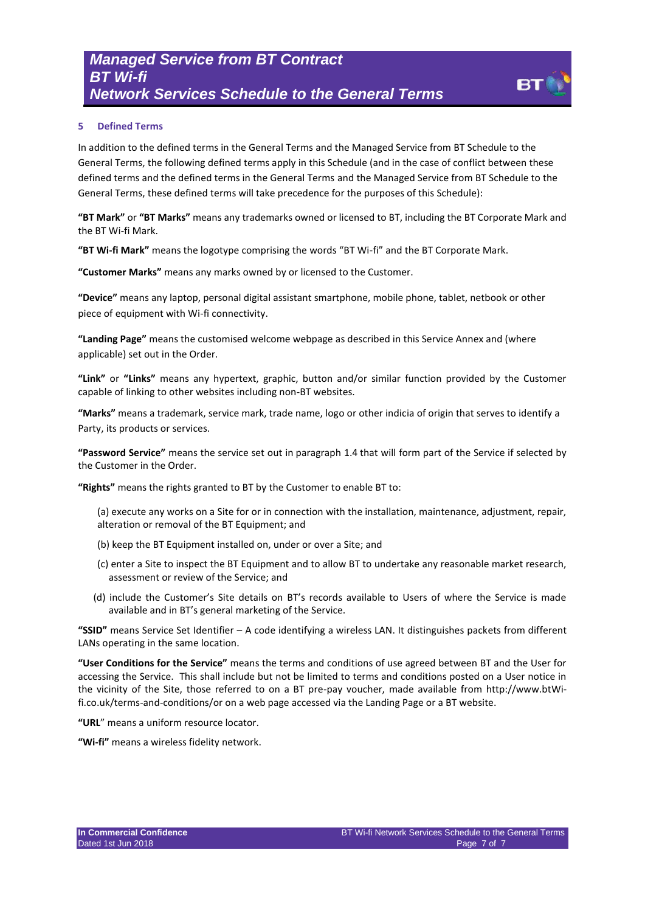## 5 Defined Terms

In addition to the defined terms in the General Terms and the Managed Service from BT Schedule to the General Terms, the following defined terms apply in this Schedule (and in the case of conflict between these defined terms and the defined terms in the General Terms and the Managed Service from BT Schedule to the General Terms, these defined terms will take precedence for the purposes of this Schedule):

**"BT Mark"** or **"BT Marks"** means any trademarks owned or licensed to BT, including the BT Corporate Mark and the BT Wi-fi Mark.

**"BT Wi-fi Mark"** means the logotype comprising the words "BT Wi-fi" and the BT Corporate Mark.

**"Customer Marks"** means any marks owned by or licensed to the Customer.

**"Device"** means any laptop, personal digital assistant smartphone, mobile phone, tablet, netbook or other piece of equipment with Wi-fi connectivity.

**"Landing Page"** means the customised welcome webpage as described in this Service Annex and (where applicable) set out in the Order.

**"Link"** or **"Links"** means any hypertext, graphic, button and/or similar function provided by the Customer capable of linking to other websites including non-BT websites.

**"Marks"** means a trademark, service mark, trade name, logo or other indicia of origin that serves to identify a Party, its products or services.

**"Password Service"** means the service set out in paragraph 1.4 that will form part of the Service if selected by the Customer in the Order.

**"Rights"** means the rights granted to BT by the Customer to enable BT to:

(a) execute any works on a Site for or in connection with the installation, maintenance, adjustment, repair, alteration or removal of the BT Equipment; and

(b) keep the BT Equipment installed on, under or over a Site; and

(c) enter a Site to inspect the BT Equipment and to allow BT to undertake any reasonable market research, assessment or review of the Service; and

(d) include the Customer's Site details on BT's records available to Users of where the Service is made available and in BT's general marketing of the Service.

**"SSID"** means Service Set Identifier – A code identifying a wireless LAN. It distinguishes packets from different LANs operating in the same location.

**"User Conditions for the Service"** means the terms and conditions of use agreed between BT and the User for accessing the Service. This shall include but not be limited to terms and conditions posted on a User notice in the vicinity of the Site, those referred to on a BT pre-pay voucher, made available from http://www.btWi-fi.co.uk/terms-and-conditions/or on a web page accessed via the Landing Page or a BT website.

**"URL"** means a uniform resource locator.

**"Wi-fi"** means a wireless fidelity network.